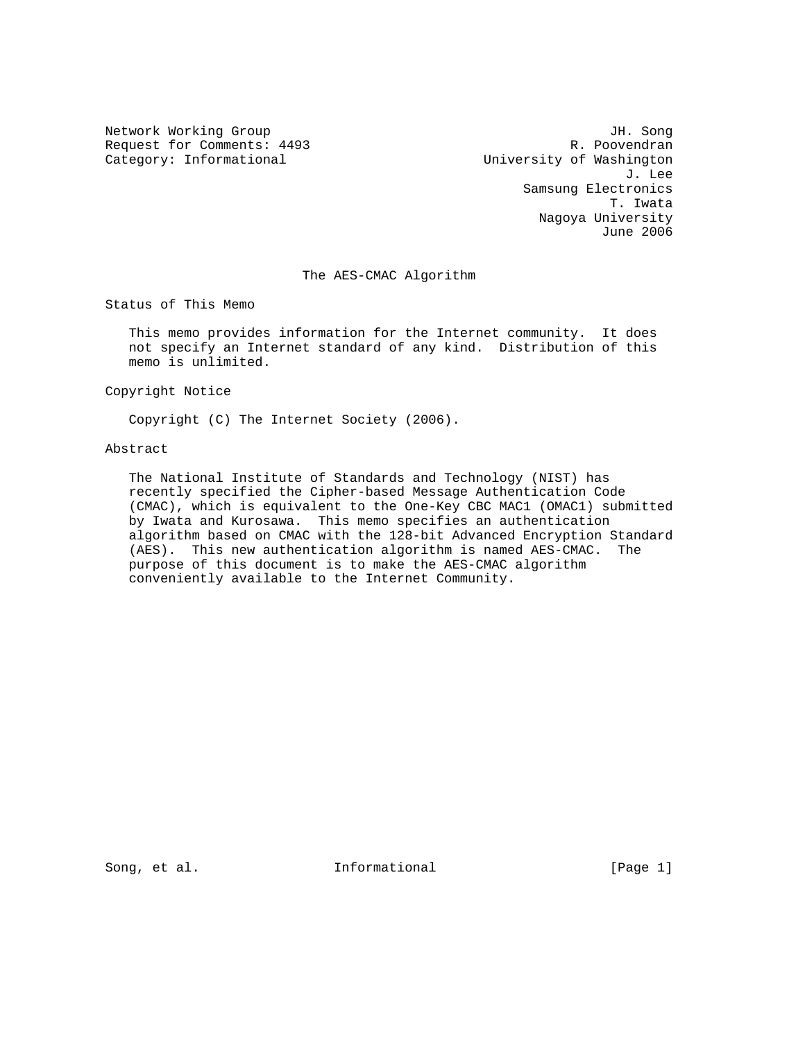Network Working Group                                            JH. Song
Request for Comments: 4493                                  R. Poovendran
Category: Informational                          University of Washington
                                                                   J. Lee
                                                      Samsung Electronics
                                                                 T. Iwata
                                                        Nagoya University
                                                                June 2006

# The AES-CMAC Algorithm

## Status of This Memo

This memo provides information for the Internet community. It does not specify an Internet standard of any kind. Distribution of this memo is unlimited.

## Copyright Notice

Copyright (C) The Internet Society (2006).

## Abstract

The National Institute of Standards and Technology (NIST) has recently specified the Cipher-based Message Authentication Code (CMAC), which is equivalent to the One-Key CBC MAC1 (OMAC1) submitted by Iwata and Kurosawa. This memo specifies an authentication algorithm based on CMAC with the 128-bit Advanced Encryption Standard (AES). This new authentication algorithm is named AES-CMAC. The purpose of this document is to make the AES-CMAC algorithm conveniently available to the Internet Community.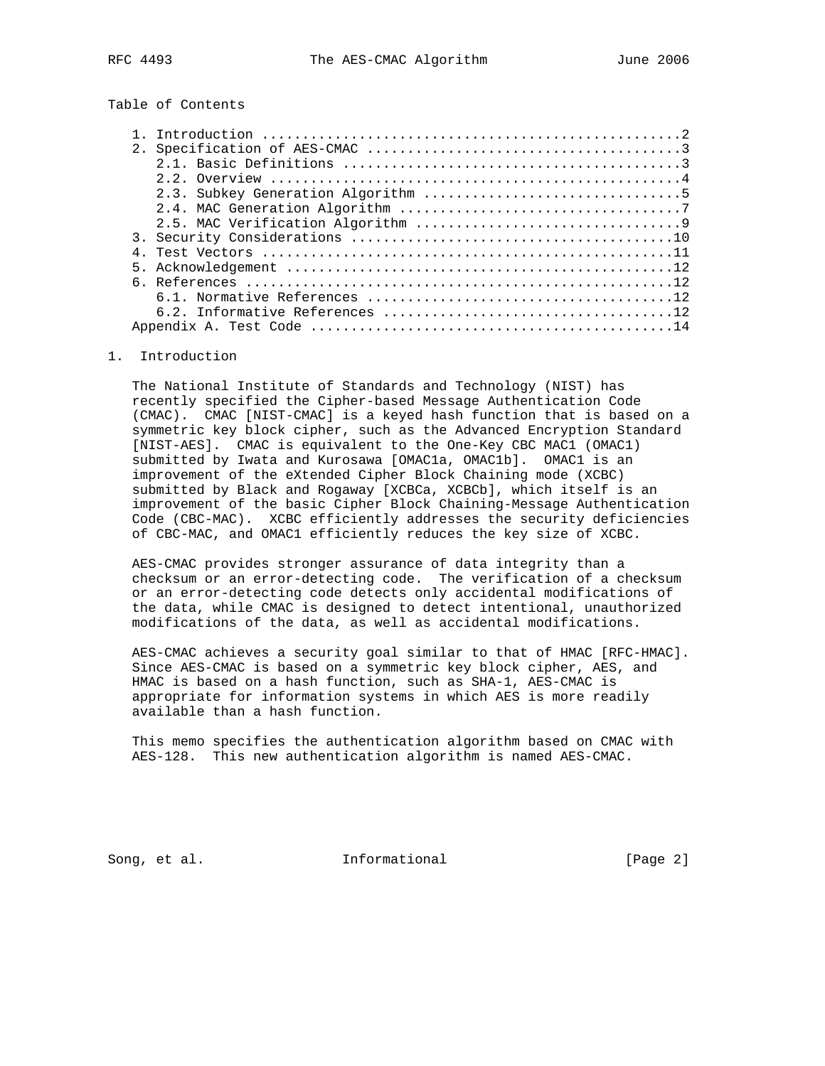Table of Contents

```
   1. Introduction ....................................................2
   2. Specification of AES-CMAC .......................................3
      2.1. Basic Definitions ..........................................3
      2.2. Overview ...................................................4
      2.3. Subkey Generation Algorithm ................................5
      2.4. MAC Generation Algorithm ...................................7
      2.5. MAC Verification Algorithm .................................9
   3. Security Considerations ........................................10
   4. Test Vectors ...................................................11
   5. Acknowledgement ................................................12
   6. References .....................................................12
      6.1. Normative References ......................................12
      6.2. Informative References ....................................12
   Appendix A. Test Code .............................................14
```

# 1. Introduction

The National Institute of Standards and Technology (NIST) has recently specified the Cipher-based Message Authentication Code (CMAC). CMAC [NIST-CMAC] is a keyed hash function that is based on a symmetric key block cipher, such as the Advanced Encryption Standard [NIST-AES]. CMAC is equivalent to the One-Key CBC MAC1 (OMAC1) submitted by Iwata and Kurosawa [OMAC1a, OMAC1b]. OMAC1 is an improvement of the eXtended Cipher Block Chaining mode (XCBC) submitted by Black and Rogaway [XCBCa, XCBCb], which itself is an improvement of the basic Cipher Block Chaining-Message Authentication Code (CBC-MAC). XCBC efficiently addresses the security deficiencies of CBC-MAC, and OMAC1 efficiently reduces the key size of XCBC.

AES-CMAC provides stronger assurance of data integrity than a checksum or an error-detecting code. The verification of a checksum or an error-detecting code detects only accidental modifications of the data, while CMAC is designed to detect intentional, unauthorized modifications of the data, as well as accidental modifications.

AES-CMAC achieves a security goal similar to that of HMAC [RFC-HMAC]. Since AES-CMAC is based on a symmetric key block cipher, AES, and HMAC is based on a hash function, such as SHA-1, AES-CMAC is appropriate for information systems in which AES is more readily available than a hash function.

This memo specifies the authentication algorithm based on CMAC with AES-128. This new authentication algorithm is named AES-CMAC.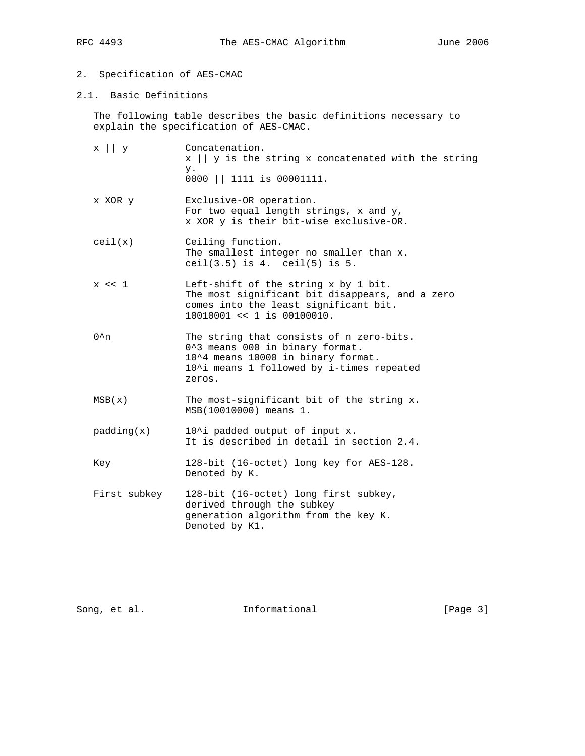## 2. Specification of AES-CMAC

### 2.1. Basic Definitions

The following table describes the basic definitions necessary to explain the specification of AES-CMAC.

| Term | Definition |
|---|---|
| x \|\| y | Concatenation. x \|\| y is the string x concatenated with the string y. 0000 \|\| 1111 is 00001111. |
| x XOR y | Exclusive-OR operation. For two equal length strings, x and y, x XOR y is their bit-wise exclusive-OR. |
| ceil(x) | Ceiling function. The smallest integer no smaller than x. ceil(3.5) is 4. ceil(5) is 5. |
| x << 1 | Left-shift of the string x by 1 bit. The most significant bit disappears, and a zero comes into the least significant bit. 10010001 << 1 is 00100010. |
| 0^n | The string that consists of n zero-bits. 0^3 means 000 in binary format. 10^4 means 10000 in binary format. 10^i means 1 followed by i-times repeated zeros. |
| MSB(x) | The most-significant bit of the string x. MSB(10010000) means 1. |
| padding(x) | 10^i padded output of input x. It is described in detail in section 2.4. |
| Key | 128-bit (16-octet) long key for AES-128. Denoted by K. |
| First subkey | 128-bit (16-octet) long first subkey, derived through the subkey generation algorithm from the key K. Denoted by K1. |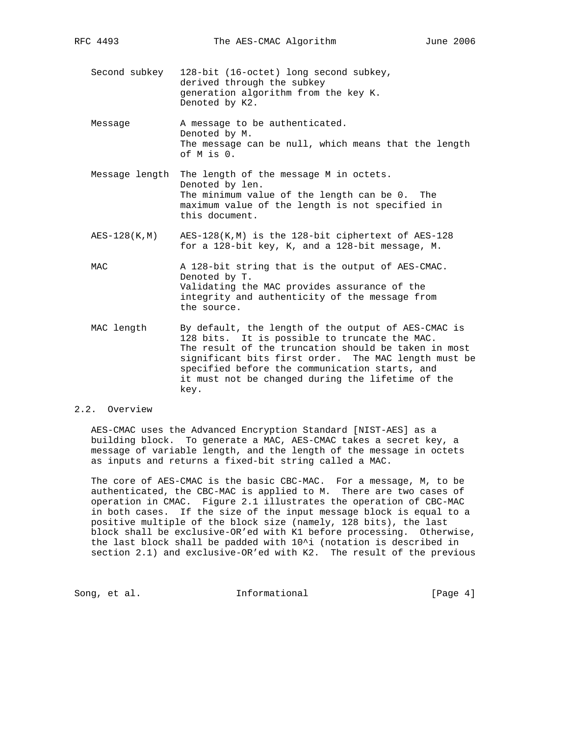Second subkey
: 128-bit (16-octet) long second subkey, derived through the subkey generation algorithm from the key K. Denoted by K2.

Message
: A message to be authenticated. Denoted by M. The message can be null, which means that the length of M is 0.

Message length
: The length of the message M in octets. Denoted by len. The minimum value of the length can be 0. The maximum value of the length is not specified in this document.

AES-128(K,M)
: AES-128(K,M) is the 128-bit ciphertext of AES-128 for a 128-bit key, K, and a 128-bit message, M.

MAC
: A 128-bit string that is the output of AES-CMAC. Denoted by T. Validating the MAC provides assurance of the integrity and authenticity of the message from the source.

MAC length
: By default, the length of the output of AES-CMAC is 128 bits. It is possible to truncate the MAC. The result of the truncation should be taken in most significant bits first order. The MAC length must be specified before the communication starts, and it must not be changed during the lifetime of the key.

## 2.2. Overview

AES-CMAC uses the Advanced Encryption Standard [NIST-AES] as a building block. To generate a MAC, AES-CMAC takes a secret key, a message of variable length, and the length of the message in octets as inputs and returns a fixed-bit string called a MAC.

The core of AES-CMAC is the basic CBC-MAC. For a message, M, to be authenticated, the CBC-MAC is applied to M. There are two cases of operation in CMAC. Figure 2.1 illustrates the operation of CBC-MAC in both cases. If the size of the input message block is equal to a positive multiple of the block size (namely, 128 bits), the last block shall be exclusive-OR'ed with K1 before processing. Otherwise, the last block shall be padded with $10^i$ (notation is described in section 2.1) and exclusive-OR'ed with K2. The result of the previous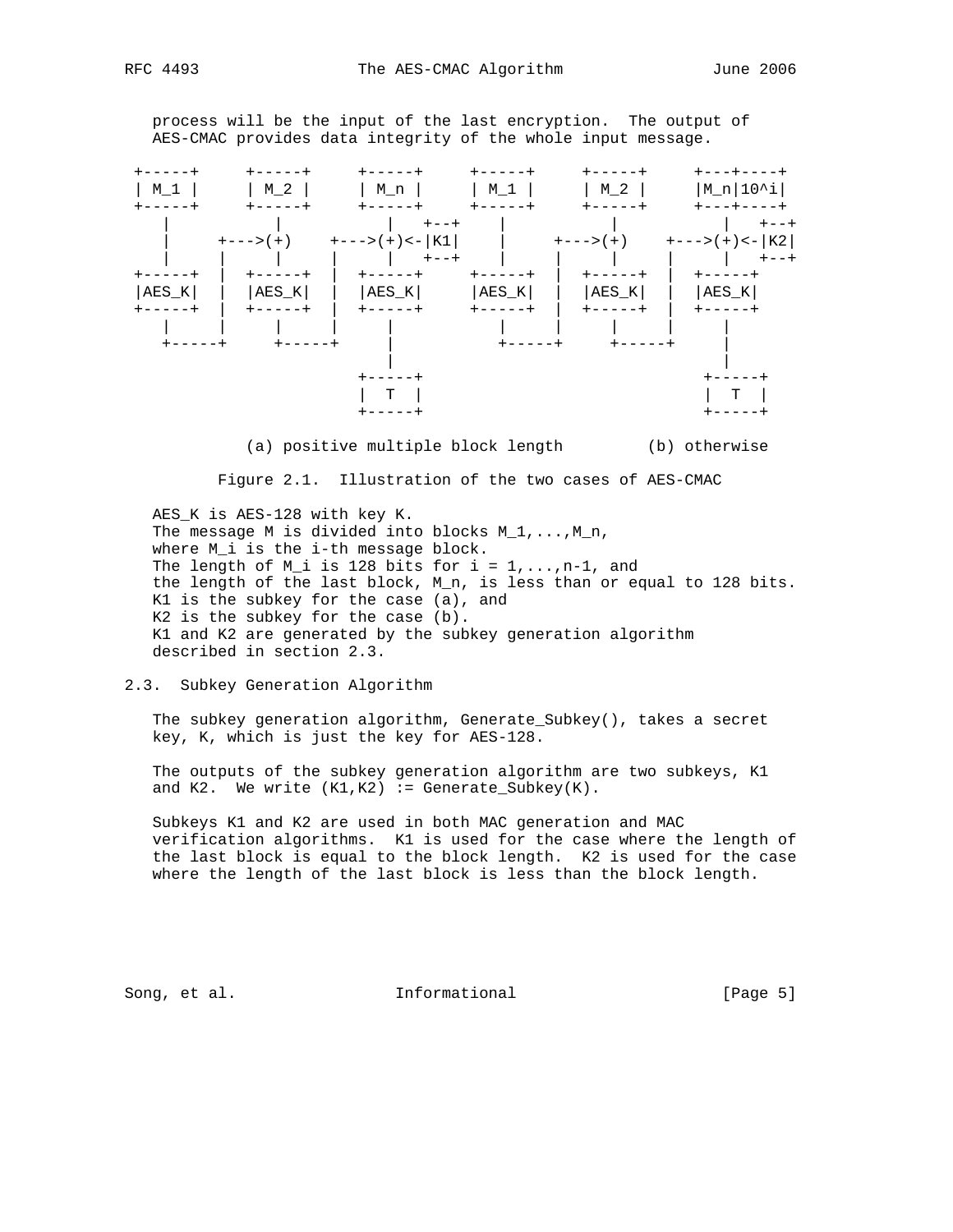process will be the input of the last encryption. The output of AES-CMAC provides data integrity of the whole input message.

```
 +-----+     +-----+     +-----+     +-----+     +-----+     +---+----+
 | M_1 |     | M_2 |     | M_n |     | M_1 |     | M_2 |     |M_n|10^i|
 +-----+     +-----+     +-----+     +-----+     +-----+     +---+----+
    |           |           |   +--+    |           |           |   +--+
    |     +--->(+)    +--->(+)<-|K1|    |     +--->(+)    +--->(+)<-|K2|
    |     |     |     |     |   +--+    |     |     |     |     |   +--+
 +-----+  |  +-----+  |  +-----+     +-----+  |  +-----+  |  +-----+
 |AES_K|  |  |AES_K|  |  |AES_K|     |AES_K|  |  |AES_K|  |  |AES_K|
 +-----+  |  +-----+  |  +-----+     +-----+  |  +-----+  |  +-----+
    |     |     |     |     |           |     |     |     |     |
    +-----+     +-----+     |           +-----+     +-----+     |
                            |                                   |
                         +-----+                              +-----+
                         |  T  |                              |  T  |
                         +-----+                              +-----+

             (a) positive multiple block length         (b) otherwise
```

Figure 2.1. Illustration of the two cases of AES-CMAC

AES_K is AES-128 with key K.
The message M is divided into blocks M_1,...,M_n,
where M_i is the i-th message block.
The length of M_i is 128 bits for i = 1,...,n-1, and
the length of the last block, M_n, is less than or equal to 128 bits.
K1 is the subkey for the case (a), and
K2 is the subkey for the case (b).
K1 and K2 are generated by the subkey generation algorithm
described in section 2.3.

## 2.3. Subkey Generation Algorithm

The subkey generation algorithm, Generate_Subkey(), takes a secret key, K, which is just the key for AES-128.

The outputs of the subkey generation algorithm are two subkeys, K1 and K2. We write (K1,K2) := Generate_Subkey(K).

Subkeys K1 and K2 are used in both MAC generation and MAC verification algorithms. K1 is used for the case where the length of the last block is equal to the block length. K2 is used for the case where the length of the last block is less than the block length.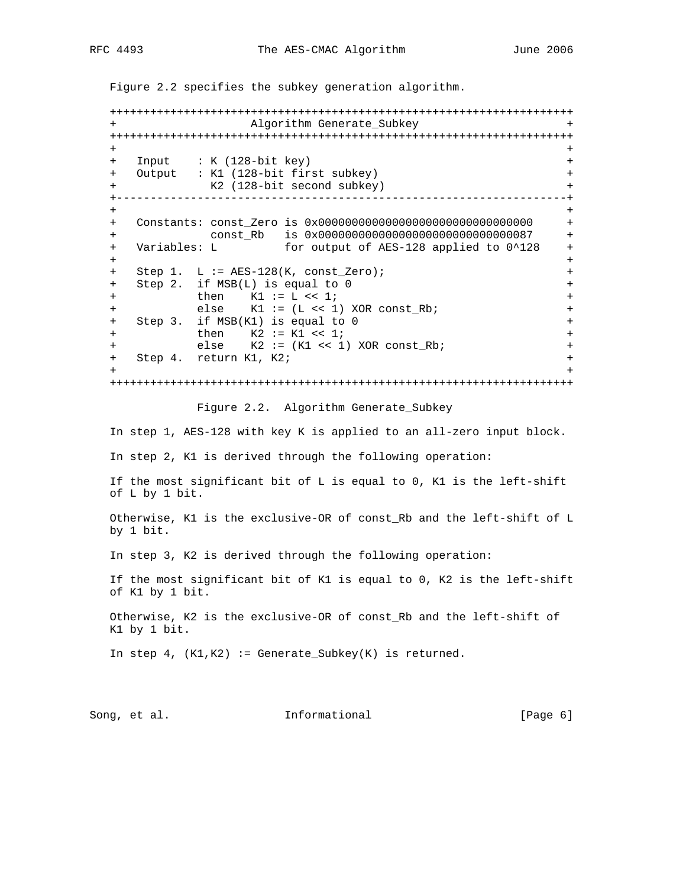Figure 2.2 specifies the subkey generation algorithm.

```
+++++++++++++++++++++++++++++++++++++++++++++++++++++++++++++++++++++
+                    Algorithm Generate_Subkey                      +
+++++++++++++++++++++++++++++++++++++++++++++++++++++++++++++++++++++
+                                                                   +
+   Input    : K (128-bit key)                                      +
+   Output   : K1 (128-bit first subkey)                            +
+              K2 (128-bit second subkey)                           +
+-------------------------------------------------------------------+
+                                                                   +
+   Constants: const_Zero is 0x00000000000000000000000000000000     +
+              const_Rb   is 0x00000000000000000000000000000087     +
+   Variables: L          for output of AES-128 applied to 0^128    +
+                                                                   +
+   Step 1.  L := AES-128(K, const_Zero);                           +
+   Step 2.  if MSB(L) is equal to 0                                +
+            then    K1 := L << 1;                                  +
+            else    K1 := (L << 1) XOR const_Rb;                   +
+   Step 3.  if MSB(K1) is equal to 0                               +
+            then    K2 := K1 << 1;                                 +
+            else    K2 := (K1 << 1) XOR const_Rb;                  +
+   Step 4.  return K1, K2;                                         +
+                                                                   +
+++++++++++++++++++++++++++++++++++++++++++++++++++++++++++++++++++++
```

Figure 2.2. Algorithm Generate_Subkey

In step 1, AES-128 with key K is applied to an all-zero input block.

In step 2, K1 is derived through the following operation:

If the most significant bit of L is equal to 0, K1 is the left-shift of L by 1 bit.

Otherwise, K1 is the exclusive-OR of const_Rb and the left-shift of L by 1 bit.

In step 3, K2 is derived through the following operation:

If the most significant bit of K1 is equal to 0, K2 is the left-shift of K1 by 1 bit.

Otherwise, K2 is the exclusive-OR of const_Rb and the left-shift of K1 by 1 bit.

In step 4, (K1,K2) := Generate_Subkey(K) is returned.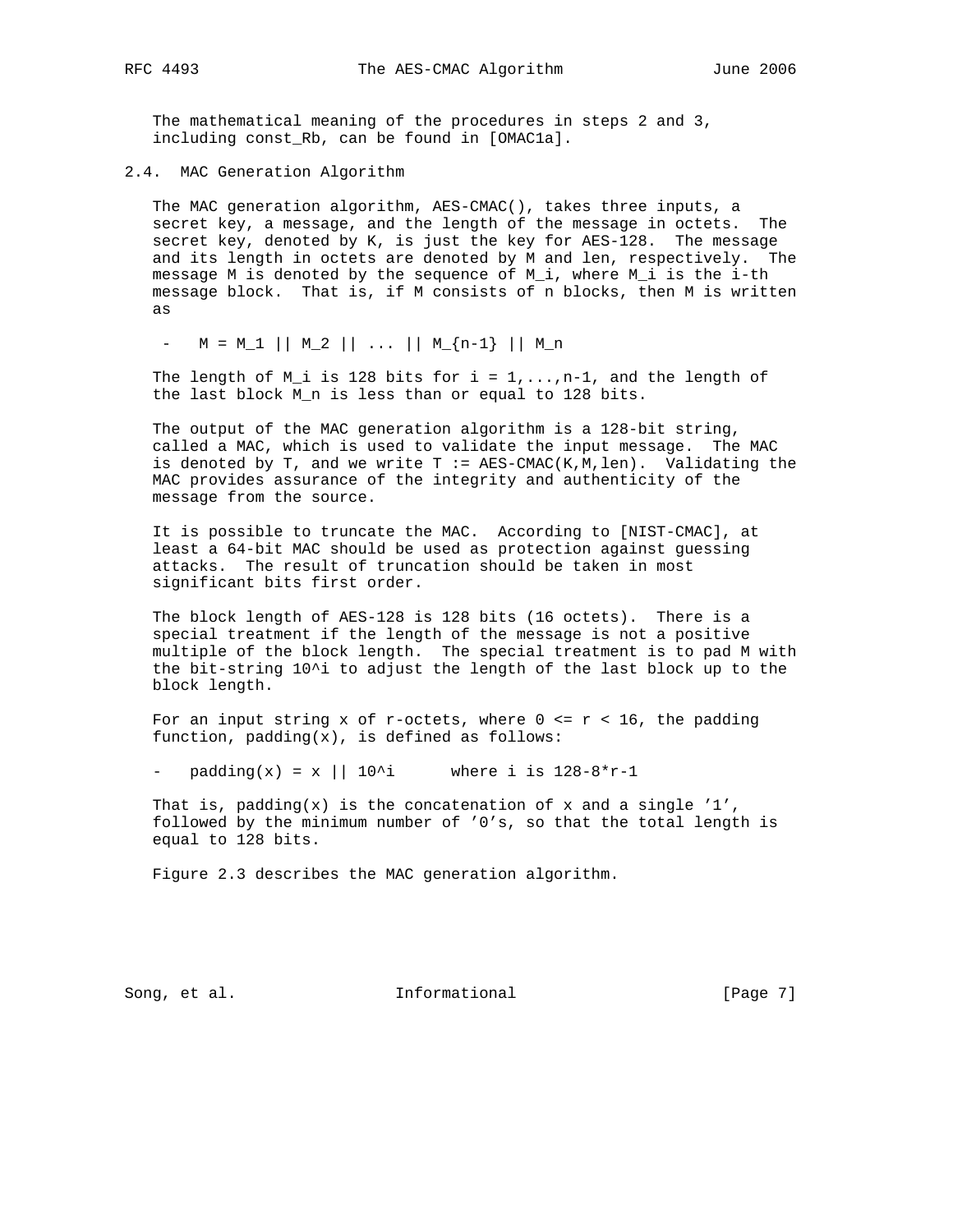The mathematical meaning of the procedures in steps 2 and 3, including const_Rb, can be found in [OMAC1a].

## 2.4. MAC Generation Algorithm

The MAC generation algorithm, AES-CMAC(), takes three inputs, a secret key, a message, and the length of the message in octets. The secret key, denoted by K, is just the key for AES-128. The message and its length in octets are denoted by M and len, respectively. The message M is denoted by the sequence of $M_i$, where $M_i$ is the i-th message block. That is, if M consists of n blocks, then M is written as

- $M = M_1 || M_2 || ... || M_{n-1} || M_n$

The length of $M_i$ is 128 bits for $i = 1,...,n-1$, and the length of the last block $M_n$ is less than or equal to 128 bits.

The output of the MAC generation algorithm is a 128-bit string, called a MAC, which is used to validate the input message. The MAC is denoted by T, and we write T := AES-CMAC(K,M,len). Validating the MAC provides assurance of the integrity and authenticity of the message from the source.

It is possible to truncate the MAC. According to [NIST-CMAC], at least a 64-bit MAC should be used as protection against guessing attacks. The result of truncation should be taken in most significant bits first order.

The block length of AES-128 is 128 bits (16 octets). There is a special treatment if the length of the message is not a positive multiple of the block length. The special treatment is to pad M with the bit-string $10^i$ to adjust the length of the last block up to the block length.

For an input string x of r-octets, where $0 \le r < 16$, the padding function, padding(x), is defined as follows:

- $\text{padding}(x) = x \,||\, 10^i$ where i is $128-8*r-1$

That is, padding(x) is the concatenation of x and a single '1', followed by the minimum number of '0's, so that the total length is equal to 128 bits.

Figure 2.3 describes the MAC generation algorithm.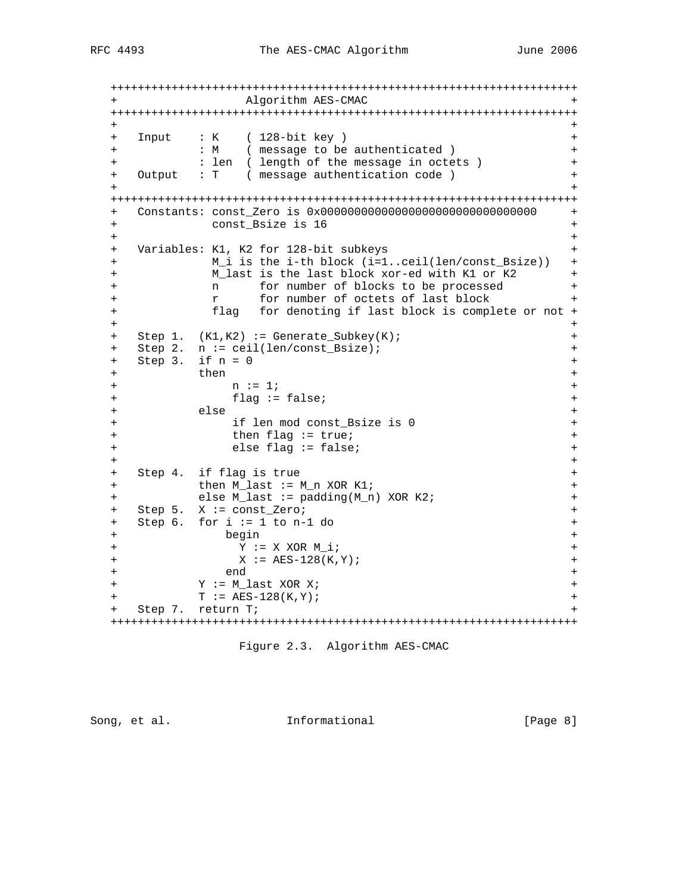```
   +++++++++++++++++++++++++++++++++++++++++++++++++++++++++++++++++++
   +                   Algorithm AES-CMAC                            +
   +++++++++++++++++++++++++++++++++++++++++++++++++++++++++++++++++++
   +                                                                 +
   +   Input    : K    ( 128-bit key )                               +
   +            : M    ( message to be authenticated )               +
   +            : len  ( length of the message in octets )           +
   +   Output   : T    ( message authentication code )               +
   +                                                                 +
   +++++++++++++++++++++++++++++++++++++++++++++++++++++++++++++++++++
   +   Constants: const_Zero is 0x00000000000000000000000000000000     +
   +              const_Bsize is 16                                  +
   +                                                                 +
   +   Variables: K1, K2 for 128-bit subkeys                         +
   +              M_i is the i-th block (i=1..ceil(len/const_Bsize))   +
   +              M_last is the last block xor-ed with K1 or K2      +
   +              n      for number of blocks to be processed        +
   +              r      for number of octets of last block          +
   +              flag   for denoting if last block is complete or not +
   +                                                                 +
   +   Step 1.  (K1,K2) := Generate_Subkey(K);                       +
   +   Step 2.  n := ceil(len/const_Bsize);                          +
   +   Step 3.  if n = 0                                             +
   +            then                                                 +
   +                 n := 1;                                         +
   +                 flag := false;                                  +
   +            else                                                 +
   +                 if len mod const_Bsize is 0                     +
   +                 then flag := true;                              +
   +                 else flag := false;                             +
   +                                                                 +
   +   Step 4.  if flag is true                                      +
   +            then M_last := M_n XOR K1;                           +
   +            else M_last := padding(M_n) XOR K2;                  +
   +   Step 5.  X := const_Zero;                                     +
   +   Step 6.  for i := 1 to n-1 do                                 +
   +                begin                                            +
   +                  Y := X XOR M_i;                                +
   +                  X := AES-128(K,Y);                             +
   +                end                                              +
   +            Y := M_last XOR X;                                   +
   +            T := AES-128(K,Y);                                   +
   +   Step 7.  return T;                                            +
   +++++++++++++++++++++++++++++++++++++++++++++++++++++++++++++++++++
```

Figure 2.3.  Algorithm AES-CMAC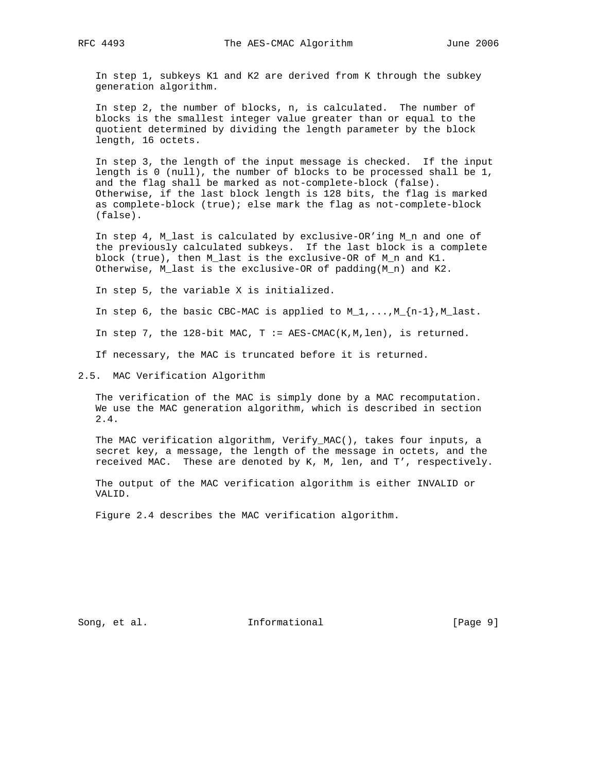In step 1, subkeys K1 and K2 are derived from K through the subkey generation algorithm.

In step 2, the number of blocks, n, is calculated. The number of blocks is the smallest integer value greater than or equal to the quotient determined by dividing the length parameter by the block length, 16 octets.

In step 3, the length of the input message is checked. If the input length is 0 (null), the number of blocks to be processed shall be 1, and the flag shall be marked as not-complete-block (false). Otherwise, if the last block length is 128 bits, the flag is marked as complete-block (true); else mark the flag as not-complete-block (false).

In step 4, M_last is calculated by exclusive-OR'ing M_n and one of the previously calculated subkeys. If the last block is a complete block (true), then M_last is the exclusive-OR of M_n and K1. Otherwise, M_last is the exclusive-OR of padding(M_n) and K2.

In step 5, the variable X is initialized.

In step 6, the basic CBC-MAC is applied to M_1,...,M_{n-1},M_last.

In step 7, the 128-bit MAC, T := AES-CMAC(K,M,len), is returned.

If necessary, the MAC is truncated before it is returned.

## 2.5. MAC Verification Algorithm

The verification of the MAC is simply done by a MAC recomputation. We use the MAC generation algorithm, which is described in section 2.4.

The MAC verification algorithm, Verify_MAC(), takes four inputs, a secret key, a message, the length of the message in octets, and the received MAC. These are denoted by K, M, len, and T', respectively.

The output of the MAC verification algorithm is either INVALID or VALID.

Figure 2.4 describes the MAC verification algorithm.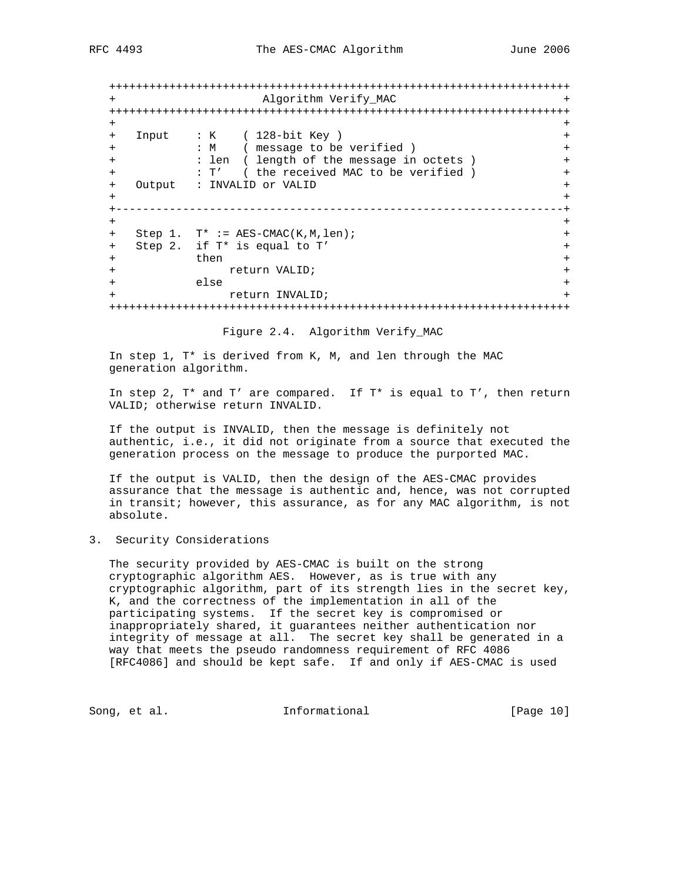```
   +++++++++++++++++++++++++++++++++++++++++++++++++++++++++++++++++++
   +                      Algorithm Verify_MAC                       +
   +++++++++++++++++++++++++++++++++++++++++++++++++++++++++++++++++++
   +                                                                 +
   +   Input    : K    ( 128-bit Key )                               +
   +            : M    ( message to be verified )                    +
   +            : len  ( length of the message in octets )           +
   +            : T’   ( the received MAC to be verified )           +
   +   Output   : INVALID or VALID                                   +
   +                                                                 +
   +-----------------------------------------------------------------+
   +                                                                 +
   +   Step 1.  T* := AES-CMAC(K,M,len);                             +
   +   Step 2.  if T* is equal to T’                                 +
   +            then                                                 +
   +                 return VALID;                                   +
   +            else                                                 +
   +                 return INVALID;                                 +
   +++++++++++++++++++++++++++++++++++++++++++++++++++++++++++++++++++
```

Figure 2.4. Algorithm Verify_MAC

In step 1, T* is derived from K, M, and len through the MAC generation algorithm.

In step 2, T* and T’ are compared. If T* is equal to T’, then return VALID; otherwise return INVALID.

If the output is INVALID, then the message is definitely not authentic, i.e., it did not originate from a source that executed the generation process on the message to produce the purported MAC.

If the output is VALID, then the design of the AES-CMAC provides assurance that the message is authentic and, hence, was not corrupted in transit; however, this assurance, as for any MAC algorithm, is not absolute.

## 3. Security Considerations

The security provided by AES-CMAC is built on the strong cryptographic algorithm AES. However, as is true with any cryptographic algorithm, part of its strength lies in the secret key, K, and the correctness of the implementation in all of the participating systems. If the secret key is compromised or inappropriately shared, it guarantees neither authentication nor integrity of message at all. The secret key shall be generated in a way that meets the pseudo randomness requirement of RFC 4086 [RFC4086] and should be kept safe. If and only if AES-CMAC is used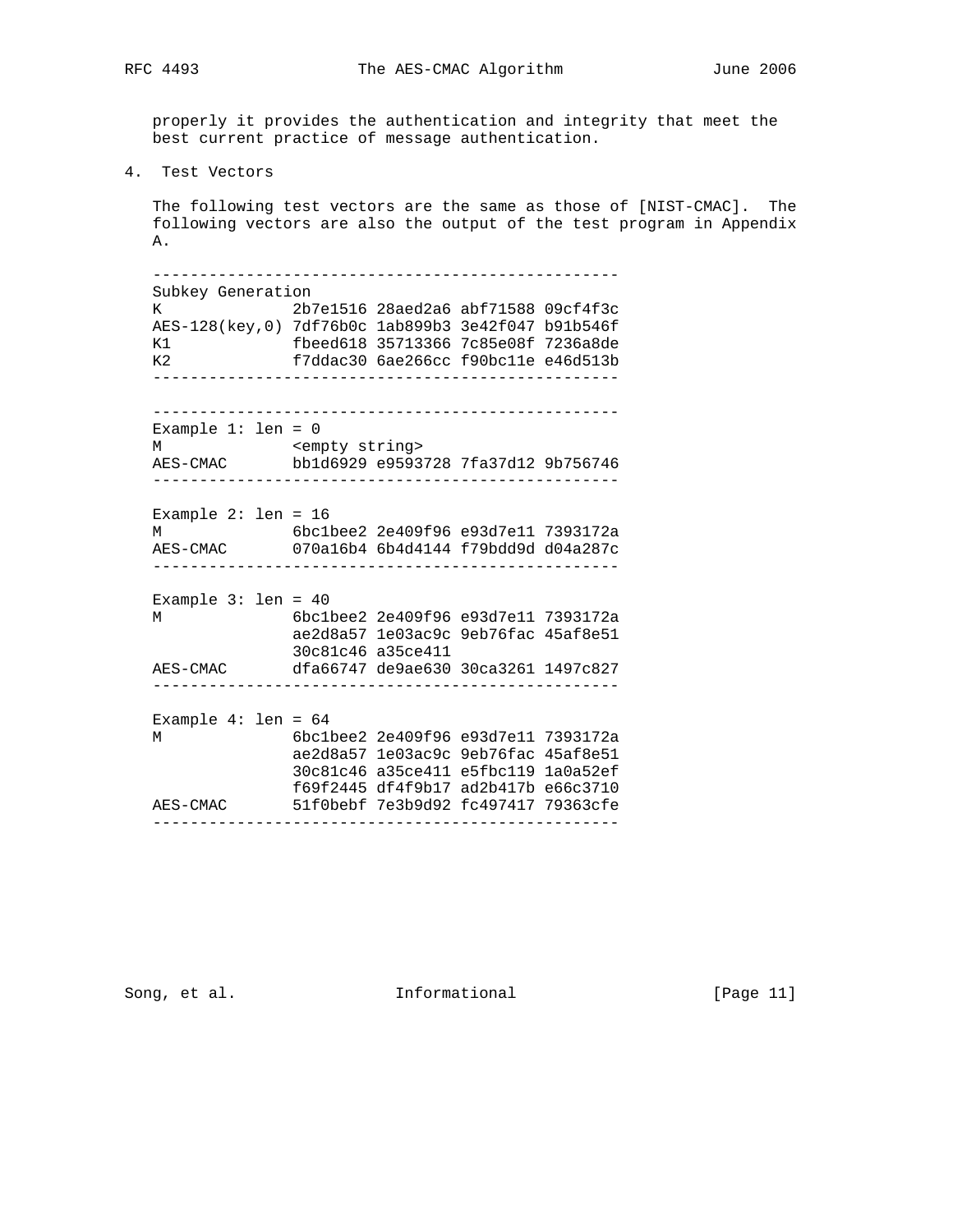properly it provides the authentication and integrity that meet the best current practice of message authentication.

## 4. Test Vectors

The following test vectors are the same as those of [NIST-CMAC]. The following vectors are also the output of the test program in Appendix A.

```
--------------------------------------------------
Subkey Generation
K              2b7e1516 28aed2a6 abf71588 09cf4f3c
AES-128(key,0) 7df76b0c 1ab899b3 3e42f047 b91b546f
K1             fbeed618 35713366 7c85e08f 7236a8de
K2             f7ddac30 6ae266cc f90bc11e e46d513b
--------------------------------------------------

--------------------------------------------------
Example 1: len = 0
M              <empty string>
AES-CMAC       bb1d6929 e9593728 7fa37d12 9b756746
--------------------------------------------------

Example 2: len = 16
M              6bc1bee2 2e409f96 e93d7e11 7393172a
AES-CMAC       070a16b4 6b4d4144 f79bdd9d d04a287c
--------------------------------------------------

Example 3: len = 40
M              6bc1bee2 2e409f96 e93d7e11 7393172a
               ae2d8a57 1e03ac9c 9eb76fac 45af8e51
               30c81c46 a35ce411
AES-CMAC       dfa66747 de9ae630 30ca3261 1497c827
--------------------------------------------------

Example 4: len = 64
M              6bc1bee2 2e409f96 e93d7e11 7393172a
               ae2d8a57 1e03ac9c 9eb76fac 45af8e51
               30c81c46 a35ce411 e5fbc119 1a0a52ef
               f69f2445 df4f9b17 ad2b417b e66c3710
AES-CMAC       51f0bebf 7e3b9d92 fc497417 79363cfe
--------------------------------------------------
```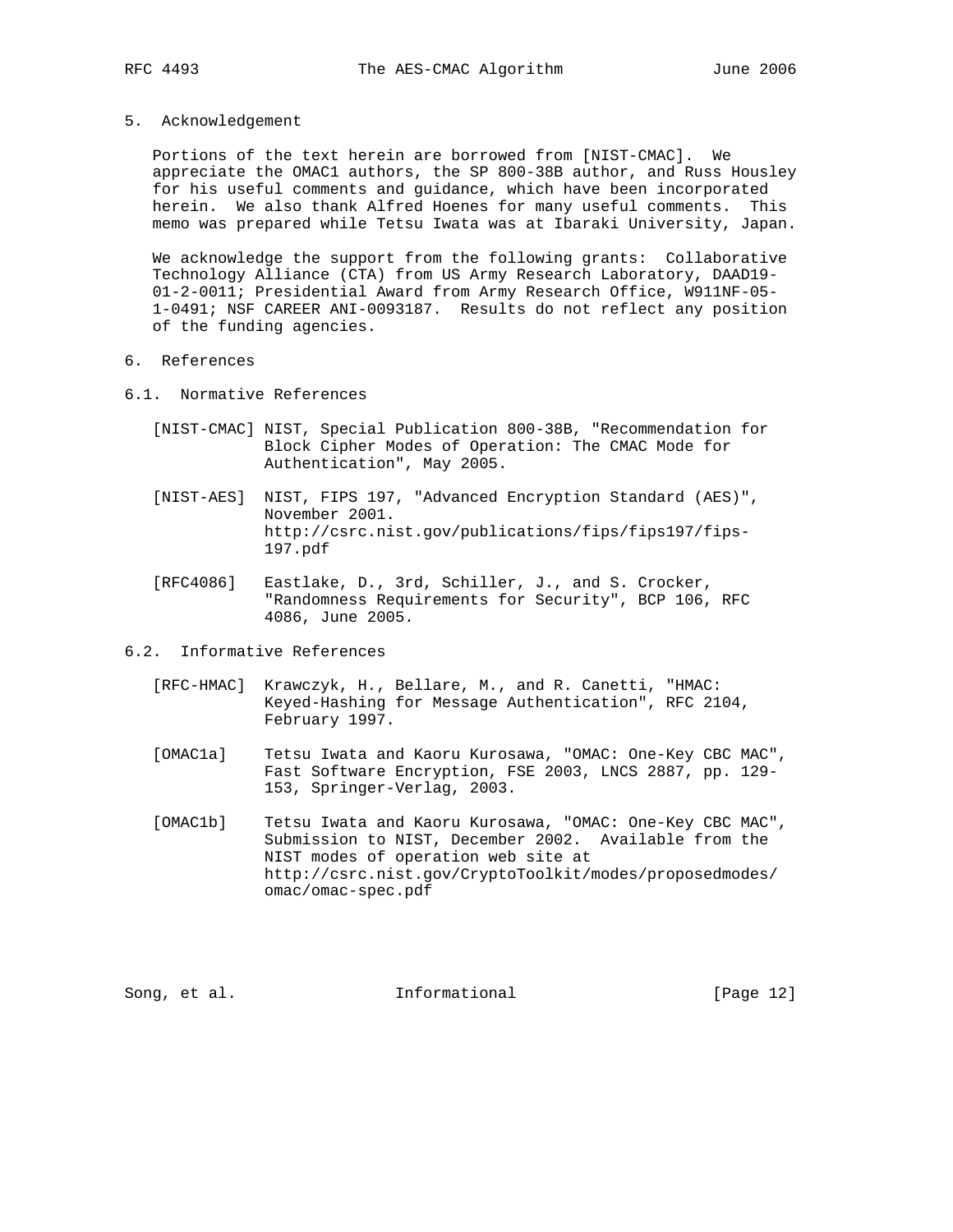## 5. Acknowledgement

Portions of the text herein are borrowed from [NIST-CMAC]. We appreciate the OMAC1 authors, the SP 800-38B author, and Russ Housley for his useful comments and guidance, which have been incorporated herein. We also thank Alfred Hoenes for many useful comments. This memo was prepared while Tetsu Iwata was at Ibaraki University, Japan.

We acknowledge the support from the following grants: Collaborative Technology Alliance (CTA) from US Army Research Laboratory, DAAD19-01-2-0011; Presidential Award from Army Research Office, W911NF-05-1-0491; NSF CAREER ANI-0093187. Results do not reflect any position of the funding agencies.

## 6. References

### 6.1. Normative References

[NIST-CMAC] NIST, Special Publication 800-38B, "Recommendation for Block Cipher Modes of Operation: The CMAC Mode for Authentication", May 2005.

[NIST-AES] NIST, FIPS 197, "Advanced Encryption Standard (AES)", November 2001. http://csrc.nist.gov/publications/fips/fips197/fips-197.pdf

[RFC4086] Eastlake, D., 3rd, Schiller, J., and S. Crocker, "Randomness Requirements for Security", BCP 106, RFC 4086, June 2005.

### 6.2. Informative References

[RFC-HMAC] Krawczyk, H., Bellare, M., and R. Canetti, "HMAC: Keyed-Hashing for Message Authentication", RFC 2104, February 1997.

[OMAC1a] Tetsu Iwata and Kaoru Kurosawa, "OMAC: One-Key CBC MAC", Fast Software Encryption, FSE 2003, LNCS 2887, pp. 129-153, Springer-Verlag, 2003.

[OMAC1b] Tetsu Iwata and Kaoru Kurosawa, "OMAC: One-Key CBC MAC", Submission to NIST, December 2002. Available from the NIST modes of operation web site at http://csrc.nist.gov/CryptoToolkit/modes/proposedmodes/omac/omac-spec.pdf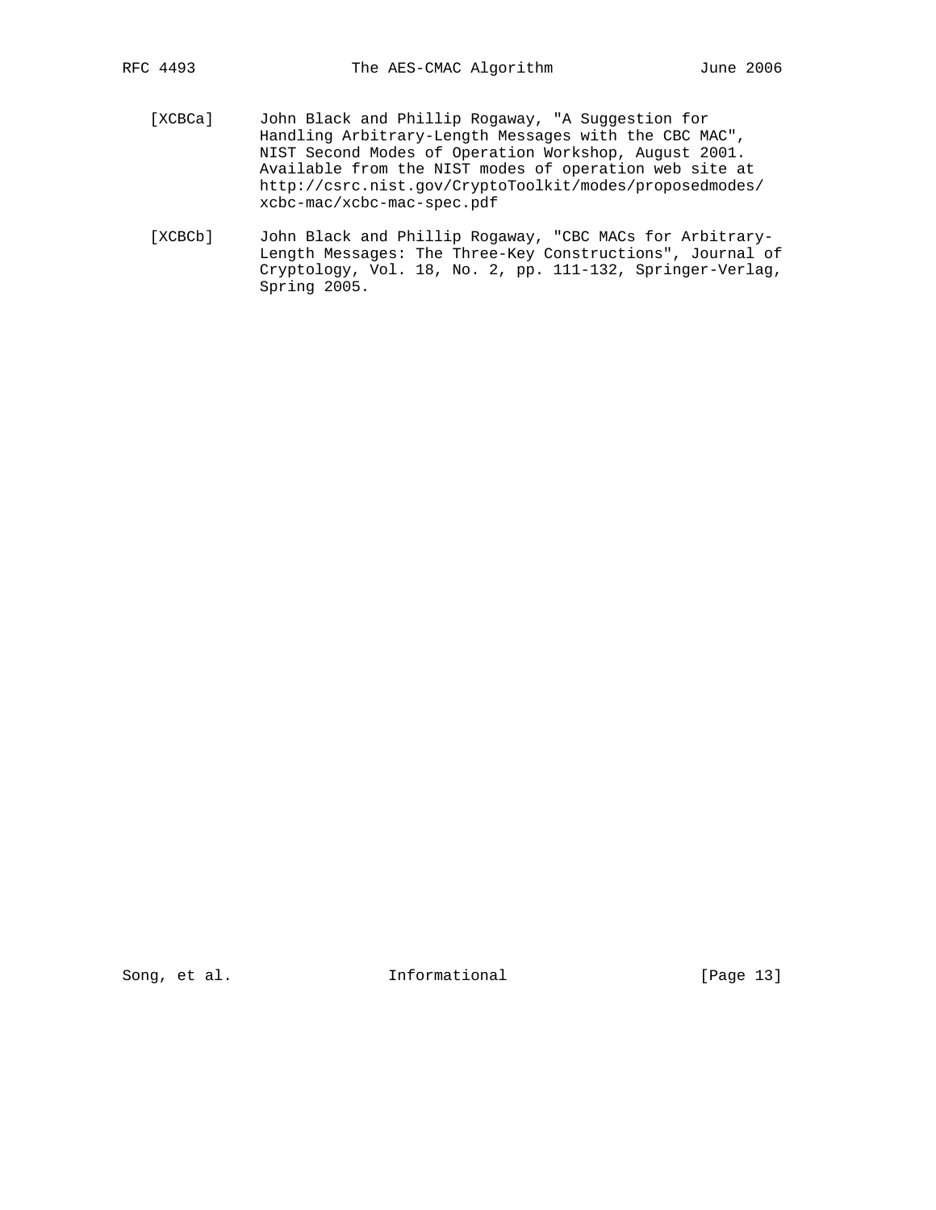[XCBCa] John Black and Phillip Rogaway, "A Suggestion for Handling Arbitrary-Length Messages with the CBC MAC", NIST Second Modes of Operation Workshop, August 2001. Available from the NIST modes of operation web site at http://csrc.nist.gov/CryptoToolkit/modes/proposedmodes/xcbc-mac/xcbc-mac-spec.pdf

[XCBCb] John Black and Phillip Rogaway, "CBC MACs for Arbitrary-Length Messages: The Three-Key Constructions", Journal of Cryptology, Vol. 18, No. 2, pp. 111-132, Springer-Verlag, Spring 2005.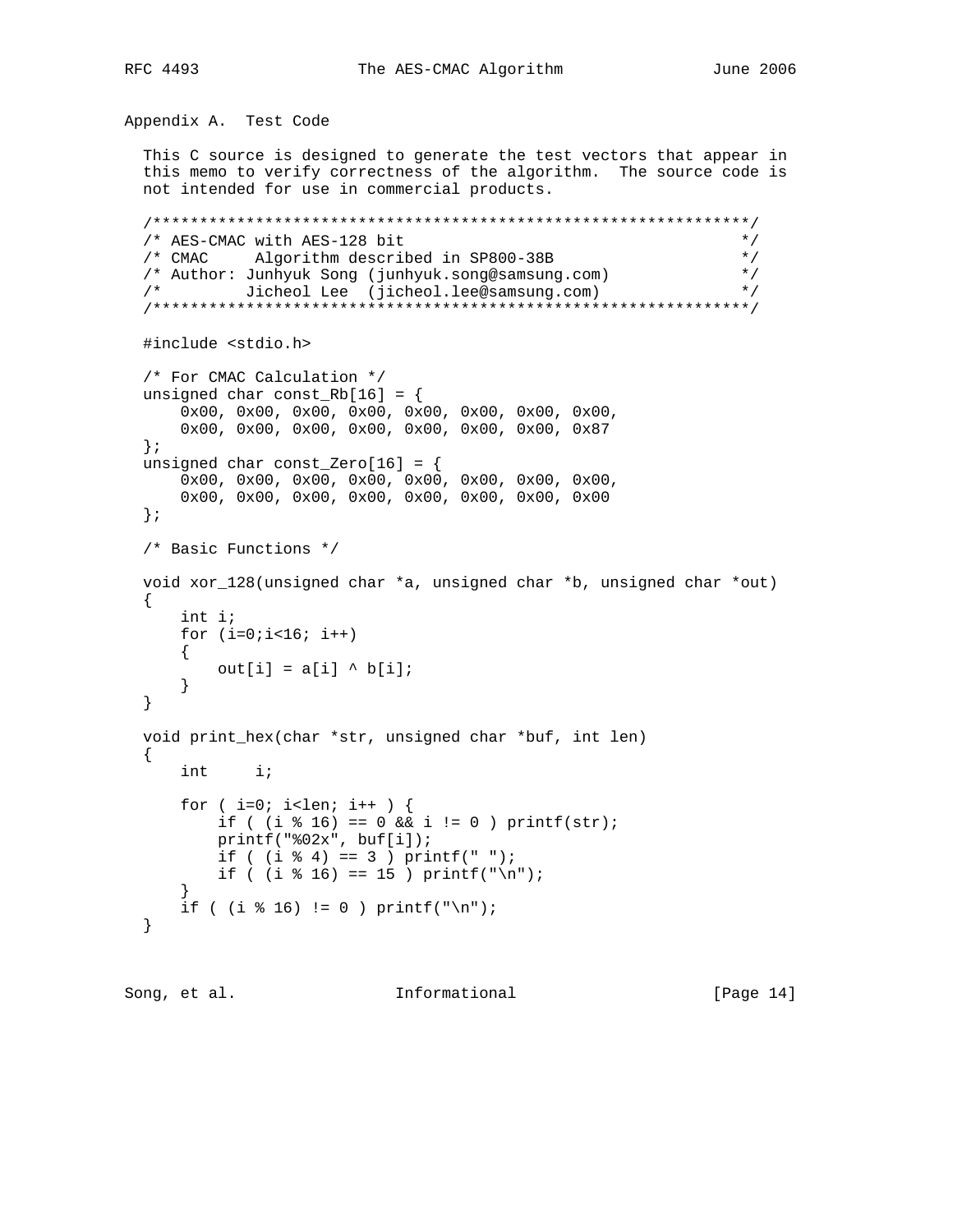## Appendix A. Test Code

This C source is designed to generate the test vectors that appear in this memo to verify correctness of the algorithm. The source code is not intended for use in commercial products.

```c
/****************************************************************/
/* AES-CMAC with AES-128 bit                                    */
/* CMAC     Algorithm described in SP800-38B                    */
/* Author: Junhyuk Song (junhyuk.song@samsung.com)              */
/*         Jicheol Lee  (jicheol.lee@samsung.com)               */
/****************************************************************/

#include <stdio.h>

/* For CMAC Calculation */
unsigned char const_Rb[16] = {
    0x00, 0x00, 0x00, 0x00, 0x00, 0x00, 0x00, 0x00,
    0x00, 0x00, 0x00, 0x00, 0x00, 0x00, 0x00, 0x87
};
unsigned char const_Zero[16] = {
    0x00, 0x00, 0x00, 0x00, 0x00, 0x00, 0x00, 0x00,
    0x00, 0x00, 0x00, 0x00, 0x00, 0x00, 0x00, 0x00
};

/* Basic Functions */

void xor_128(unsigned char *a, unsigned char *b, unsigned char *out)
{
    int i;
    for (i=0;i<16; i++)
    {
        out[i] = a[i] ^ b[i];
    }
}

void print_hex(char *str, unsigned char *buf, int len)
{
    int     i;

    for ( i=0; i<len; i++ ) {
        if ( (i % 16) == 0 && i != 0 ) printf(str);
        printf("%02x", buf[i]);
        if ( (i % 4) == 3 ) printf(" ");
        if ( (i % 16) == 15 ) printf("\n");
    }
    if ( (i % 16) != 0 ) printf("\n");
}
```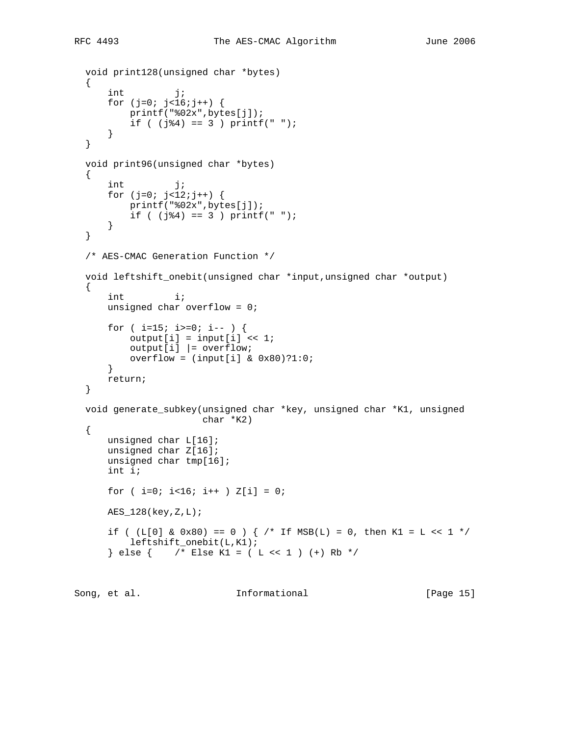```
   void print128(unsigned char *bytes)
   {
       int         j;
       for (j=0; j<16;j++) {
           printf("%02x",bytes[j]);
           if ( (j%4) == 3 ) printf(" ");
       }
   }

   void print96(unsigned char *bytes)
   {
       int         j;
       for (j=0; j<12;j++) {
           printf("%02x",bytes[j]);
           if ( (j%4) == 3 ) printf(" ");
       }
   }

   /* AES-CMAC Generation Function */

   void leftshift_onebit(unsigned char *input,unsigned char *output)
   {
       int         i;
       unsigned char overflow = 0;

       for ( i=15; i>=0; i-- ) {
           output[i] = input[i] << 1;
           output[i] |= overflow;
           overflow = (input[i] & 0x80)?1:0;
       }
       return;
   }

   void generate_subkey(unsigned char *key, unsigned char *K1, unsigned
                        char *K2)
   {
       unsigned char L[16];
       unsigned char Z[16];
       unsigned char tmp[16];
       int i;

       for ( i=0; i<16; i++ ) Z[i] = 0;

       AES_128(key,Z,L);

       if ( (L[0] & 0x80) == 0 ) { /* If MSB(L) = 0, then K1 = L << 1 */
           leftshift_onebit(L,K1);
       } else {    /* Else K1 = ( L << 1 ) (+) Rb */
```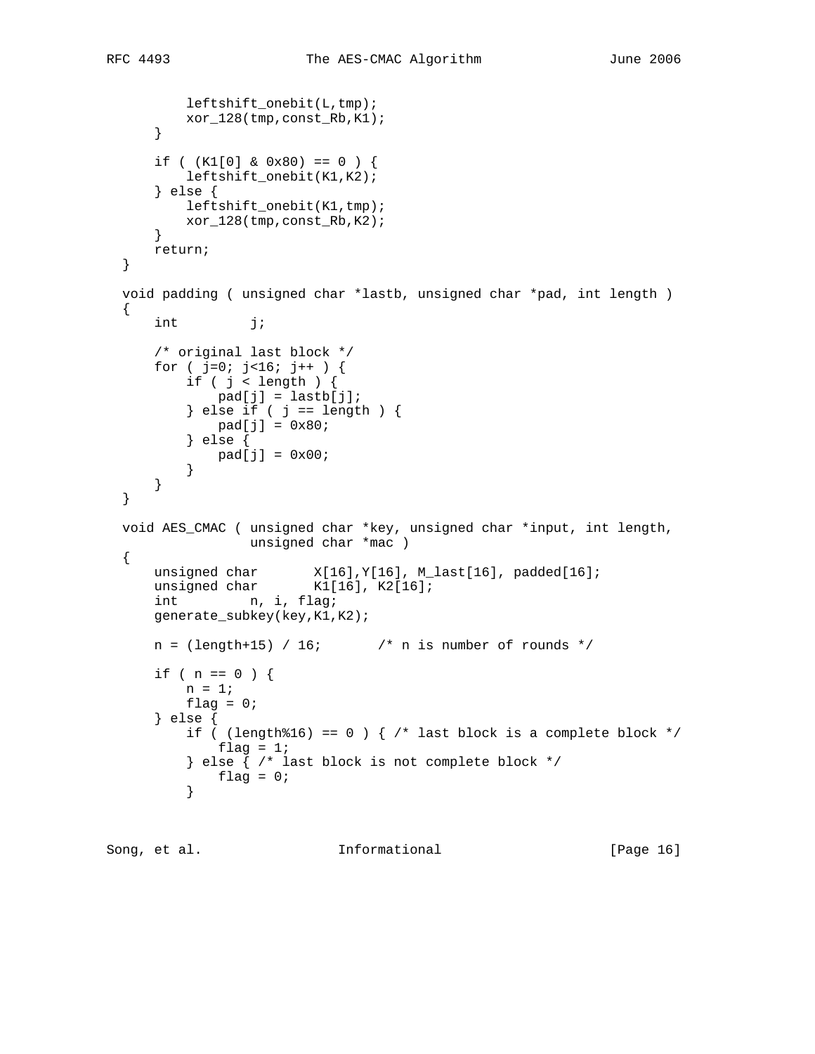```
          leftshift_onebit(L,tmp);
          xor_128(tmp,const_Rb,K1);
      }

      if ( (K1[0] & 0x80) == 0 ) {
          leftshift_onebit(K1,K2);
      } else {
          leftshift_onebit(K1,tmp);
          xor_128(tmp,const_Rb,K2);
      }
      return;
  }

  void padding ( unsigned char *lastb, unsigned char *pad, int length )
  {
      int         j;

      /* original last block */
      for ( j=0; j<16; j++ ) {
          if ( j < length ) {
              pad[j] = lastb[j];
          } else if ( j == length ) {
              pad[j] = 0x80;
          } else {
              pad[j] = 0x00;
          }
      }
  }

  void AES_CMAC ( unsigned char *key, unsigned char *input, int length,
                  unsigned char *mac )
  {
      unsigned char       X[16],Y[16], M_last[16], padded[16];
      unsigned char       K1[16], K2[16];
      int         n, i, flag;
      generate_subkey(key,K1,K2);

      n = (length+15) / 16;       /* n is number of rounds */

      if ( n == 0 ) {
          n = 1;
          flag = 0;
      } else {
          if ( (length%16) == 0 ) { /* last block is a complete block */
              flag = 1;
          } else { /* last block is not complete block */
              flag = 0;
          }
```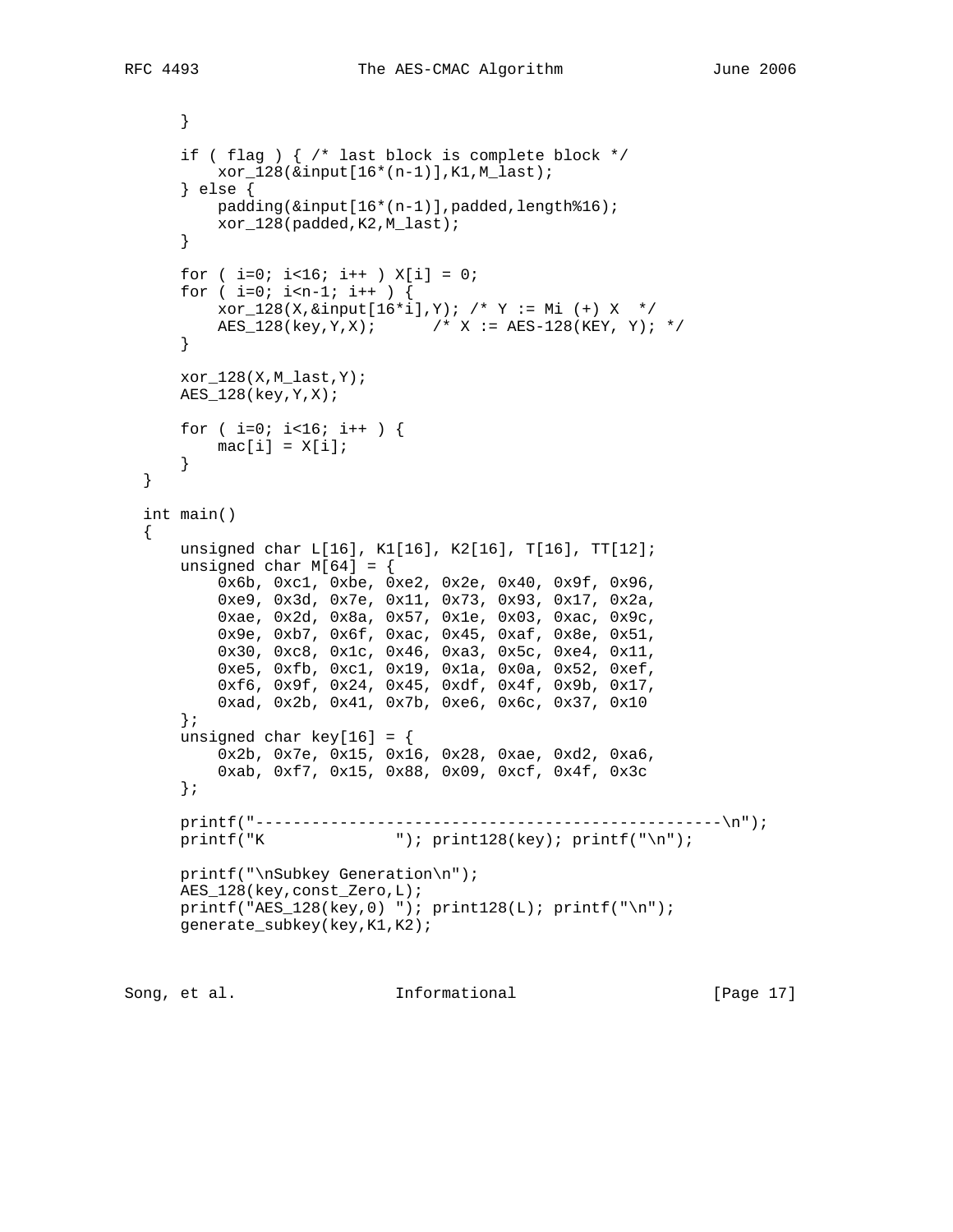```
      }

      if ( flag ) { /* last block is complete block */
          xor_128(&input[16*(n-1)],K1,M_last);
      } else {
          padding(&input[16*(n-1)],padded,length%16);
          xor_128(padded,K2,M_last);
      }

      for ( i=0; i<16; i++ ) X[i] = 0;
      for ( i=0; i<n-1; i++ ) {
          xor_128(X,&input[16*i],Y); /* Y := Mi (+) X  */
          AES_128(key,Y,X);      /* X := AES-128(KEY, Y); */
      }

      xor_128(X,M_last,Y);
      AES_128(key,Y,X);

      for ( i=0; i<16; i++ ) {
          mac[i] = X[i];
      }
  }

  int main()
  {
      unsigned char L[16], K1[16], K2[16], T[16], TT[12];
      unsigned char M[64] = {
          0x6b, 0xc1, 0xbe, 0xe2, 0x2e, 0x40, 0x9f, 0x96,
          0xe9, 0x3d, 0x7e, 0x11, 0x73, 0x93, 0x17, 0x2a,
          0xae, 0x2d, 0x8a, 0x57, 0x1e, 0x03, 0xac, 0x9c,
          0x9e, 0xb7, 0x6f, 0xac, 0x45, 0xaf, 0x8e, 0x51,
          0x30, 0xc8, 0x1c, 0x46, 0xa3, 0x5c, 0xe4, 0x11,
          0xe5, 0xfb, 0xc1, 0x19, 0x1a, 0x0a, 0x52, 0xef,
          0xf6, 0x9f, 0x24, 0x45, 0xdf, 0x4f, 0x9b, 0x17,
          0xad, 0x2b, 0x41, 0x7b, 0xe6, 0x6c, 0x37, 0x10
      };
      unsigned char key[16] = {
          0x2b, 0x7e, 0x15, 0x16, 0x28, 0xae, 0xd2, 0xa6,
          0xab, 0xf7, 0x15, 0x88, 0x09, 0xcf, 0x4f, 0x3c
      };

      printf("--------------------------------------------------\n");
      printf("K              "); print128(key); printf("\n");

      printf("\nSubkey Generation\n");
      AES_128(key,const_Zero,L);
      printf("AES_128(key,0) "); print128(L); printf("\n");
      generate_subkey(key,K1,K2);
```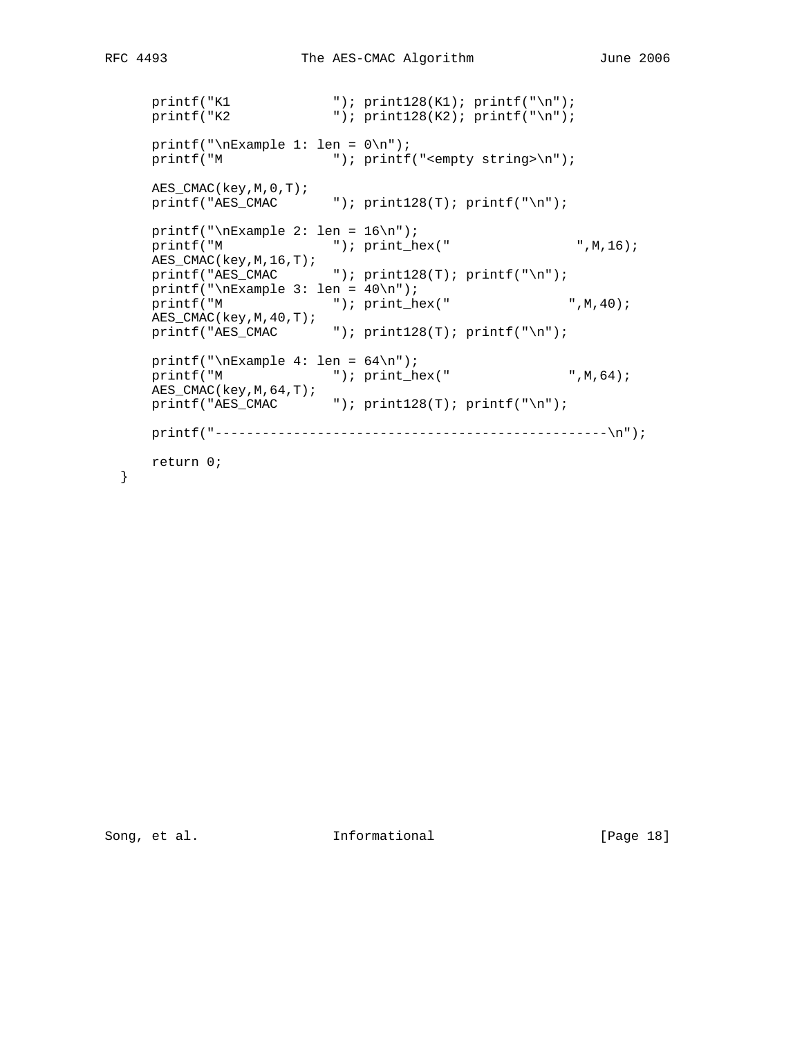```
      printf("K1              "); print128(K1); printf("\n");
      printf("K2              "); print128(K2); printf("\n");

      printf("\nExample 1: len = 0\n");
      printf("M               "); printf("<empty string>\n");

      AES_CMAC(key,M,0,T);
      printf("AES_CMAC        "); print128(T); printf("\n");

      printf("\nExample 2: len = 16\n");
      printf("M               "); print_hex("                ",M,16);
      AES_CMAC(key,M,16,T);
      printf("AES_CMAC        "); print128(T); printf("\n");
      printf("\nExample 3: len = 40\n");
      printf("M               "); print_hex("               ",M,40);
      AES_CMAC(key,M,40,T);
      printf("AES_CMAC        "); print128(T); printf("\n");

      printf("\nExample 4: len = 64\n");
      printf("M               "); print_hex("               ",M,64);
      AES_CMAC(key,M,64,T);
      printf("AES_CMAC        "); print128(T); printf("\n");

      printf("--------------------------------------------------\n");

      return 0;
  }
```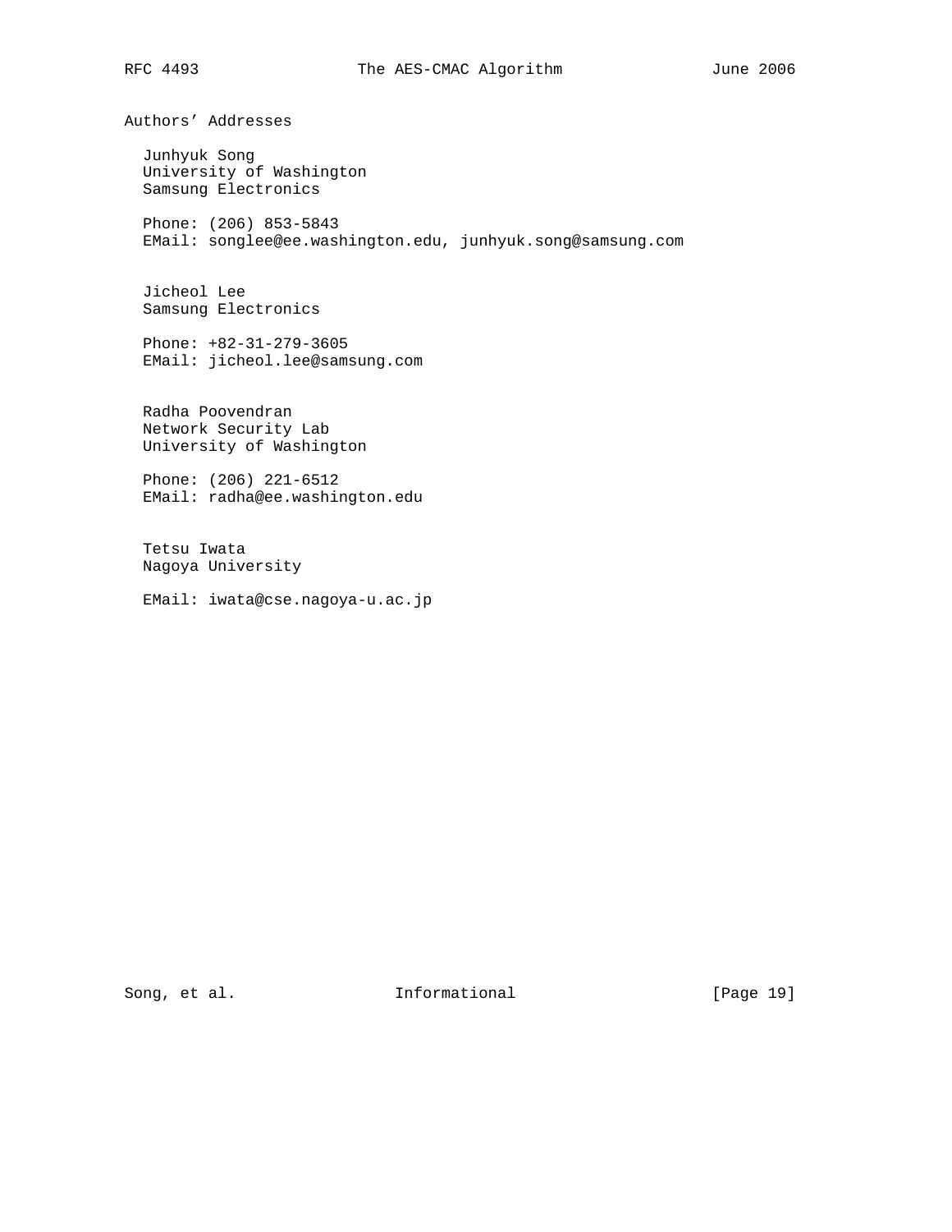## Authors' Addresses

Junhyuk Song
University of Washington
Samsung Electronics

Phone: (206) 853-5843
EMail: songlee@ee.washington.edu, junhyuk.song@samsung.com

Jicheol Lee
Samsung Electronics

Phone: +82-31-279-3605
EMail: jicheol.lee@samsung.com

Radha Poovendran
Network Security Lab
University of Washington

Phone: (206) 221-6512
EMail: radha@ee.washington.edu

Tetsu Iwata
Nagoya University

EMail: iwata@cse.nagoya-u.ac.jp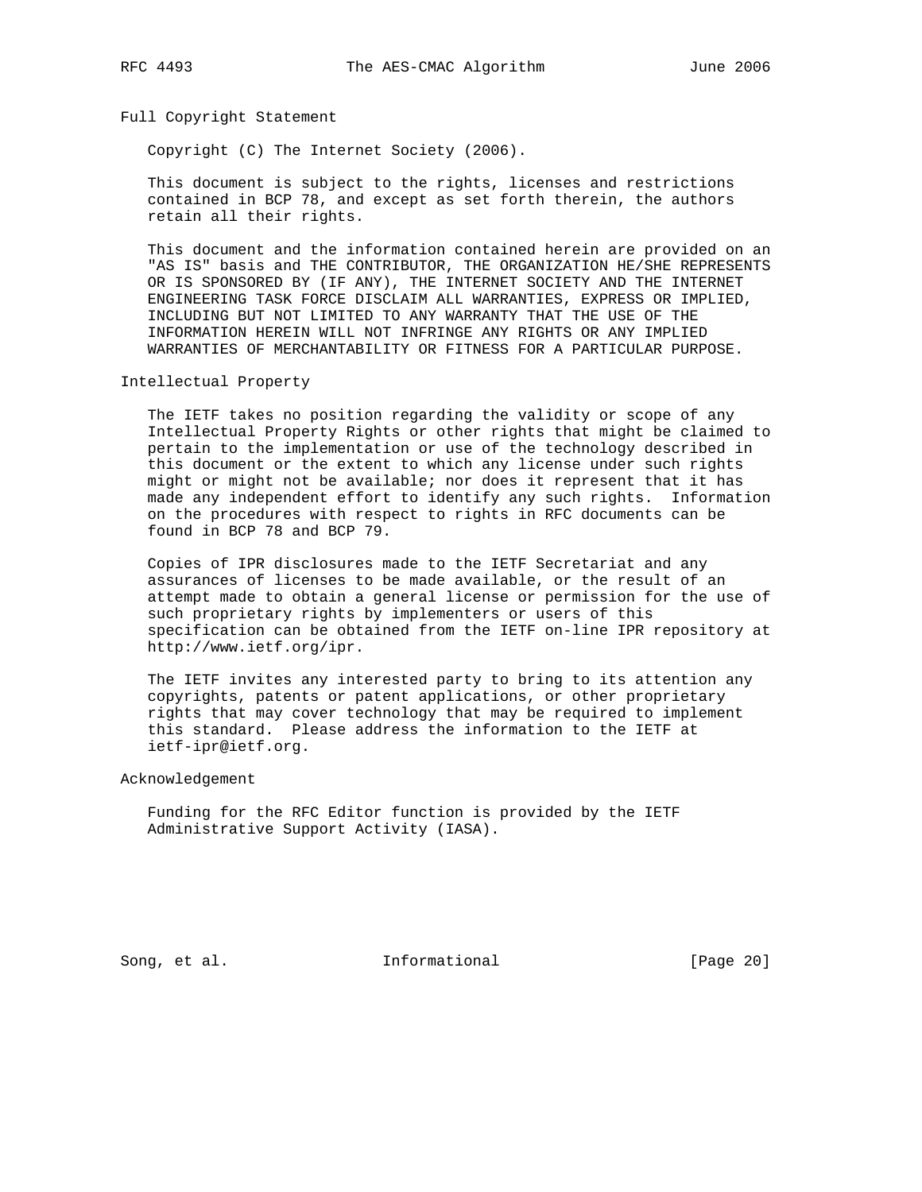## Full Copyright Statement

Copyright (C) The Internet Society (2006).

This document is subject to the rights, licenses and restrictions contained in BCP 78, and except as set forth therein, the authors retain all their rights.

This document and the information contained herein are provided on an "AS IS" basis and THE CONTRIBUTOR, THE ORGANIZATION HE/SHE REPRESENTS OR IS SPONSORED BY (IF ANY), THE INTERNET SOCIETY AND THE INTERNET ENGINEERING TASK FORCE DISCLAIM ALL WARRANTIES, EXPRESS OR IMPLIED, INCLUDING BUT NOT LIMITED TO ANY WARRANTY THAT THE USE OF THE INFORMATION HEREIN WILL NOT INFRINGE ANY RIGHTS OR ANY IMPLIED WARRANTIES OF MERCHANTABILITY OR FITNESS FOR A PARTICULAR PURPOSE.

## Intellectual Property

The IETF takes no position regarding the validity or scope of any Intellectual Property Rights or other rights that might be claimed to pertain to the implementation or use of the technology described in this document or the extent to which any license under such rights might or might not be available; nor does it represent that it has made any independent effort to identify any such rights. Information on the procedures with respect to rights in RFC documents can be found in BCP 78 and BCP 79.

Copies of IPR disclosures made to the IETF Secretariat and any assurances of licenses to be made available, or the result of an attempt made to obtain a general license or permission for the use of such proprietary rights by implementers or users of this specification can be obtained from the IETF on-line IPR repository at http://www.ietf.org/ipr.

The IETF invites any interested party to bring to its attention any copyrights, patents or patent applications, or other proprietary rights that may cover technology that may be required to implement this standard. Please address the information to the IETF at ietf-ipr@ietf.org.

## Acknowledgement

Funding for the RFC Editor function is provided by the IETF Administrative Support Activity (IASA).